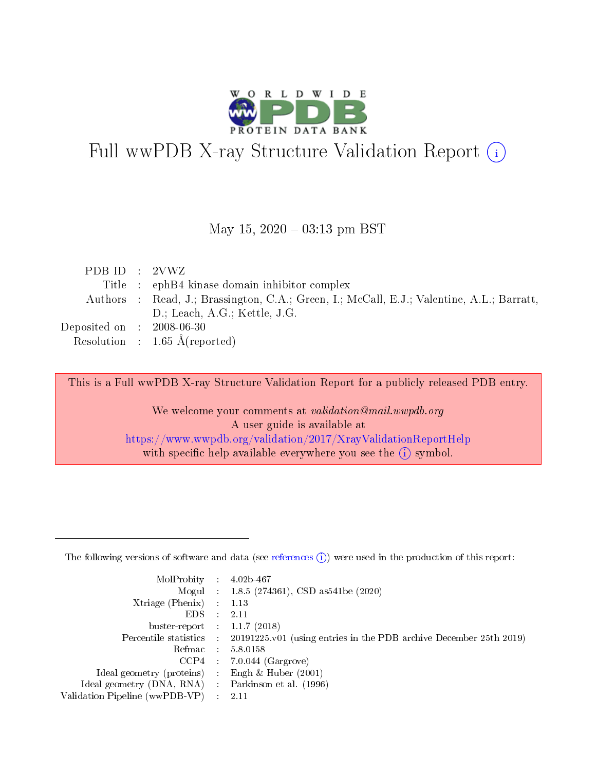# Full wwPDB X-ray Structure Validation Report (i)

May 15, 2020 – 03:13 pm BST

| | | |
|---|---|---|
| PDB ID | : | 2VWZ |
| Title | : | ephB4 kinase domain inhibitor complex |
| Authors | : | Read, J.; Brassington, C.A.; Green, I.; McCall, E.J.; Valentine, A.L.; Barratt, D.; Leach, A.G.; Kettle, J.G. |
| Deposited on | : | 2008-06-30 |
| Resolution | : | 1.65 Å(reported) |

This is a Full wwPDB X-ray Structure Validation Report for a publicly released PDB entry.

We welcome your comments at *validation@mail.wwpdb.org*
A user guide is available at
https://www.wwpdb.org/validation/2017/XrayValidationReportHelp
with specific help available everywhere you see the (i) symbol.

---

The following versions of software and data (see references (i)) were used in the production of this report:

| | | |
|---|---|---|
| MolProbity | : | 4.02b-467 |
| Mogul | : | 1.8.5 (274361), CSD as541be (2020) |
| Xtriage (Phenix) | : | 1.13 |
| EDS | : | 2.11 |
| buster-report | : | 1.1.7 (2018) |
| Percentile statistics | : | 20191225.v01 (using entries in the PDB archive December 25th 2019) |
| Refmac | : | 5.8.0158 |
| CCP4 | : | 7.0.044 (Gargrove) |
| Ideal geometry (proteins) | : | Engh & Huber (2001) |
| Ideal geometry (DNA, RNA) | : | Parkinson et al. (1996) |
| Validation Pipeline (wwPDB-VP) | : | 2.11 |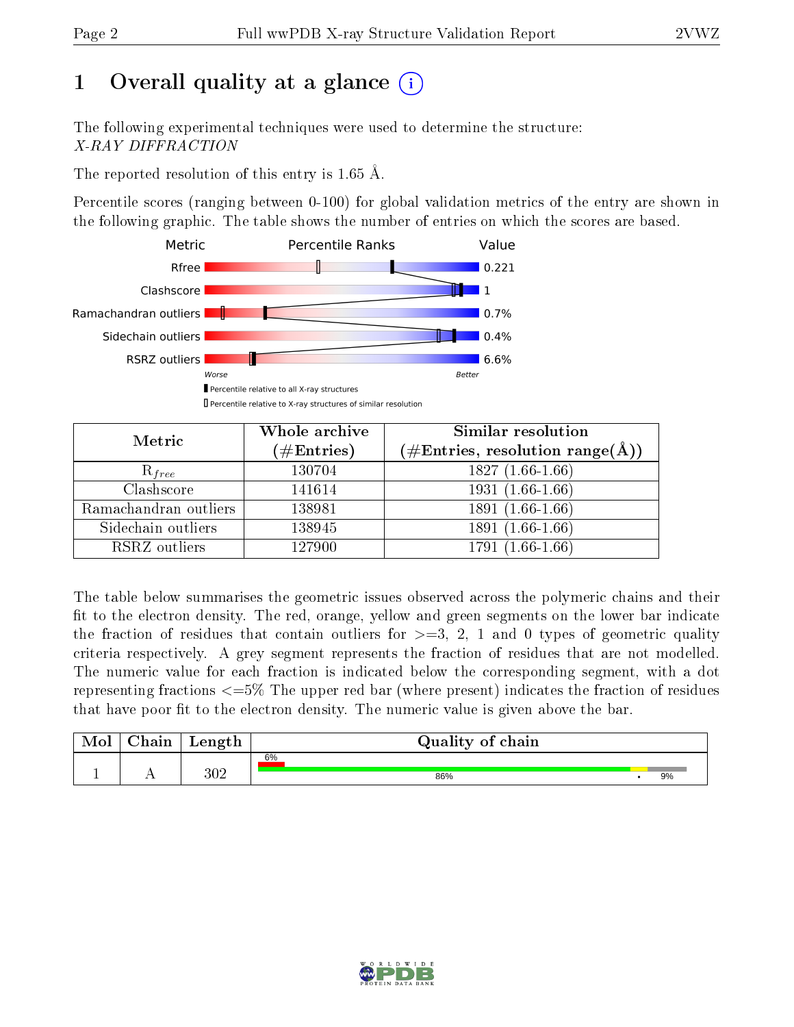# 1 Overall quality at a glance (i)

The following experimental techniques were used to determine the structure: *X-RAY DIFFRACTION*

The reported resolution of this entry is 1.65 Å.

Percentile scores (ranging between 0-100) for global validation metrics of the entry are shown in the following graphic. The table shows the number of entries on which the scores are based.

| Metric | Value |
|---|---|
| Rfree | 0.221 |
| Clashscore | 1 |
| Ramachandran outliers | 0.7% |
| Sidechain outliers | 0.4% |
| RSRZ outliers | 6.6% |

Worse — Better

Percentile relative to all X-ray structures

Percentile relative to X-ray structures of similar resolution

| Metric | Whole archive (#Entries) | Similar resolution (#Entries, resolution range(Å)) |
|---|---|---|
| $R_{free}$ | 130704 | 1827 (1.66-1.66) |
| Clashscore | 141614 | 1931 (1.66-1.66) |
| Ramachandran outliers | 138981 | 1891 (1.66-1.66) |
| Sidechain outliers | 138945 | 1891 (1.66-1.66) |
| RSRZ outliers | 127900 | 1791 (1.66-1.66) |

The table below summarises the geometric issues observed across the polymeric chains and their fit to the electron density. The red, orange, yellow and green segments on the lower bar indicate the fraction of residues that contain outliers for >=3, 2, 1 and 0 types of geometric quality criteria respectively. A grey segment represents the fraction of residues that are not modelled. The numeric value for each fraction is indicated below the corresponding segment, with a dot representing fractions <=5% The upper red bar (where present) indicates the fraction of residues that have poor fit to the electron density. The numeric value is given above the bar.

| Mol | Chain | Length | Quality of chain |
|---|---|---|---|
| 1 | A | 302 | 6% / 86% • 9% |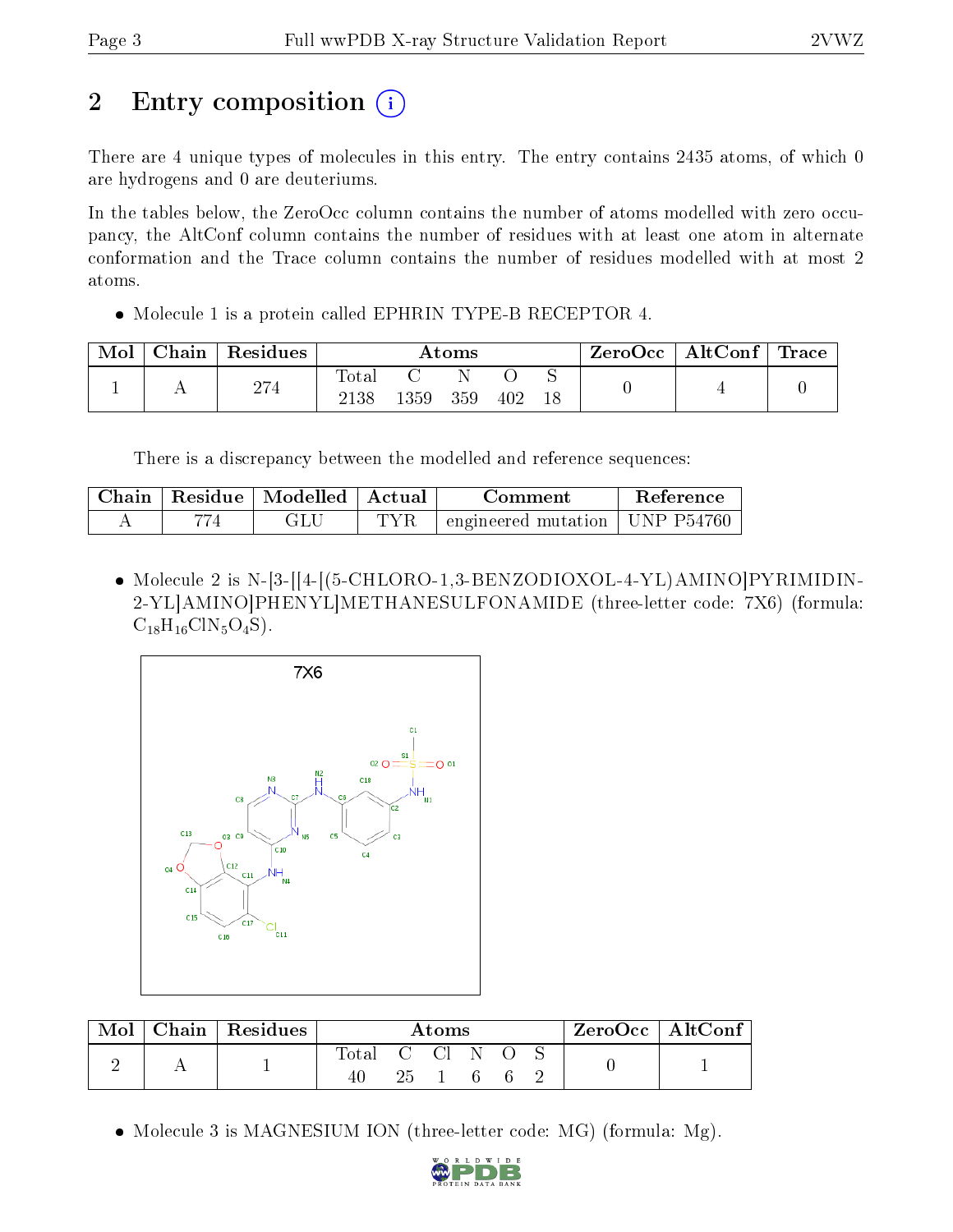# 2 Entry composition

There are 4 unique types of molecules in this entry. The entry contains 2435 atoms, of which 0 are hydrogens and 0 are deuteriums.

In the tables below, the ZeroOcc column contains the number of atoms modelled with zero occupancy, the AltConf column contains the number of residues with at least one atom in alternate conformation and the Trace column contains the number of residues modelled with at most 2 atoms.

- Molecule 1 is a protein called EPHRIN TYPE-B RECEPTOR 4.

| Mol | Chain | Residues | Atoms | | | | | ZeroOcc | AltConf | Trace |
|---|---|---|---|---|---|---|---|---|---|---|
| 1 | A | 274 | Total<br>2138 | C<br>1359 | N<br>359 | O<br>402 | S<br>18 | 0 | 4 | 0 |

There is a discrepancy between the modelled and reference sequences:

| Chain | Residue | Modelled | Actual | Comment | Reference |
|---|---|---|---|---|---|
| A | 774 | GLU | TYR | engineered mutation | UNP P54760 |

- Molecule 2 is N-[3-[[4-[(5-CHLORO-1,3-BENZODIOXOL-4-YL)AMINO]PYRIMIDIN-2-YL]AMINO]PHENYL]METHANESULFONAMIDE (three-letter code: 7X6) (formula: $C_{18}H_{16}ClN_5O_4S$).

| Mol | Chain | Residues | Atoms | | | | | | ZeroOcc | AltConf |
|---|---|---|---|---|---|---|---|---|---|---|
| 2 | A | 1 | Total<br>40 | C<br>25 | Cl<br>1 | N<br>6 | O<br>6 | S<br>2 | 0 | 1 |

- Molecule 3 is MAGNESIUM ION (three-letter code: MG) (formula: Mg).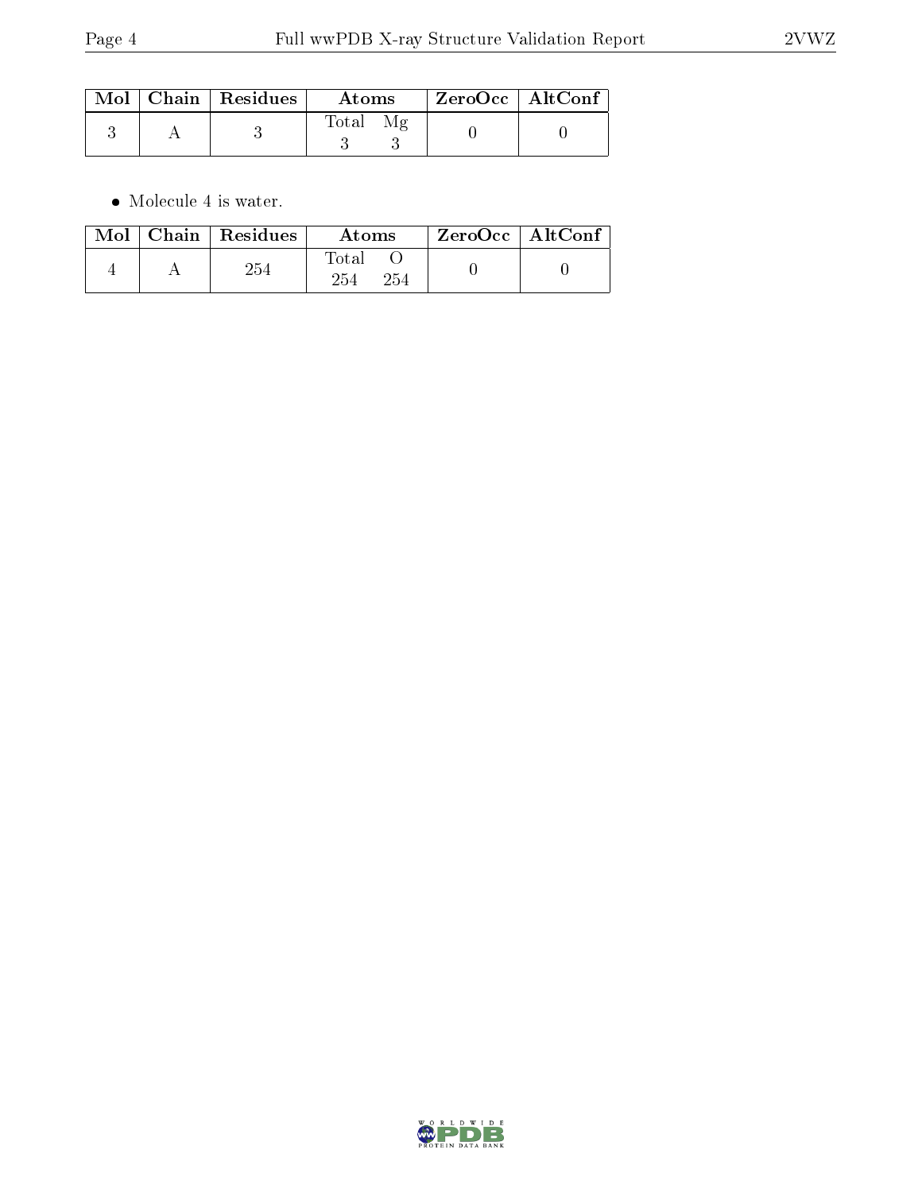| Mol | Chain | Residues | Atoms | | ZeroOcc | AltConf |
|---|---|---|---|---|---|---|
| | | | Total | Mg | | |
| 3 | A | 3 | 3 | 3 | 0 | 0 |

- Molecule 4 is water.

| Mol | Chain | Residues | Atoms | | ZeroOcc | AltConf |
|---|---|---|---|---|---|---|
| | | | Total | O | | |
| 4 | A | 254 | 254 | 254 | 0 | 0 |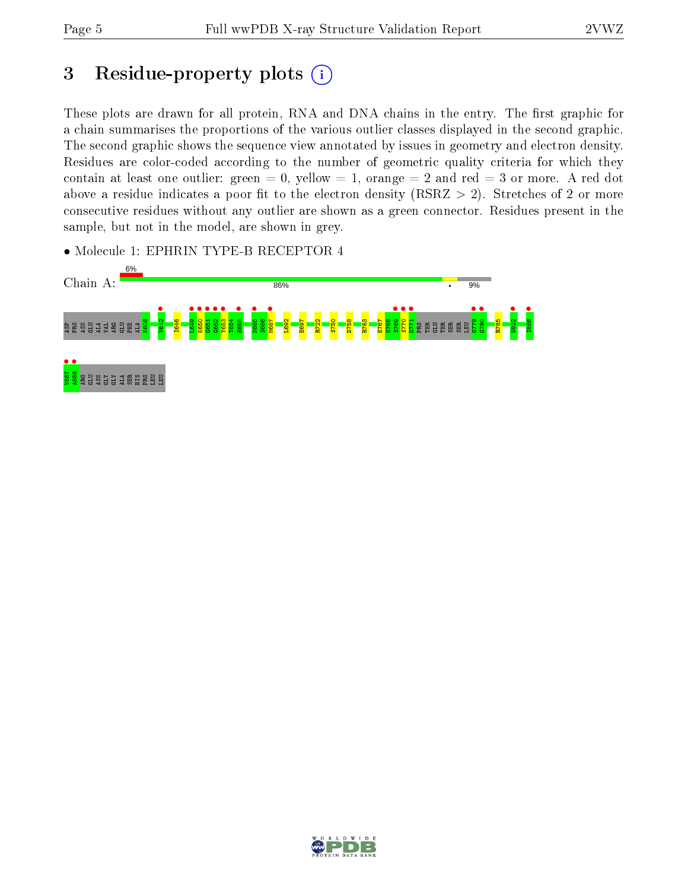# 3 Residue-property plots (i)

These plots are drawn for all protein, RNA and DNA chains in the entry. The first graphic for a chain summarises the proportions of the various outlier classes displayed in the second graphic. The second graphic shows the sequence view annotated by issues in geometry and electron density. Residues are color-coded according to the number of geometric quality criteria for which they contain at least one outlier: green = 0, yellow = 1, orange = 2 and red = 3 or more. A red dot above a residue indicates a poor fit to the electron density (RSRZ > 2). Stretches of 2 or more consecutive residues without any outlier are shown as a green connector. Residues present in the sample, but not in the model, are shown in grey.

- Molecule 1: EPHRIN TYPE-B RECEPTOR 4

Chain A: 6% | 86% | • | 9%

ASP PRO ASN GLU ALA VAL ARG GLU PHE ALA K608 V612 I646 L649 K650 G651 G652 Y653 T654 E655 N685 S686 M687 L692 E697 R722 S750 D758 R763 E767 N768 S769 S770 D771 PRO THR GLU THR SER SER LEU G779 G780 R785 W822 I886 V887 A888 ARG GLU ASN GLY GLY ALA SER HIS PRO LEU LEU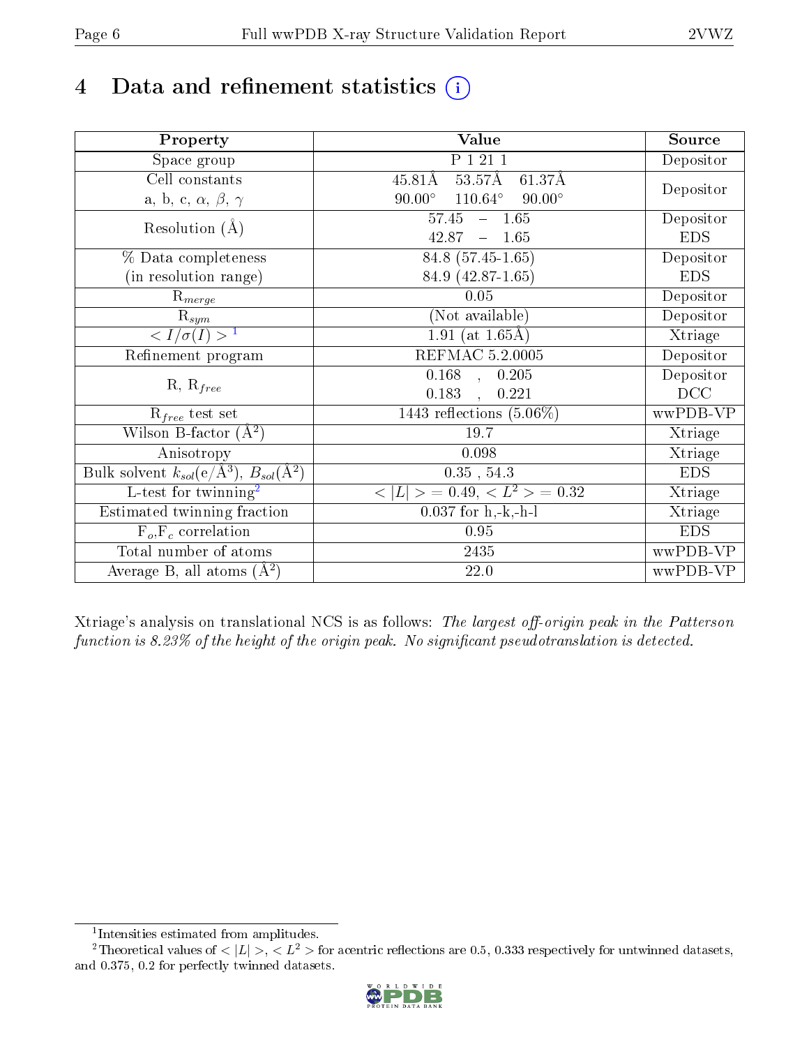# 4 Data and refinement statistics

| Property | Value | Source |
|---|---|---|
| Space group | P 1 21 1 | Depositor |
| Cell constants<br>a, b, c, $\alpha$, $\beta$, $\gamma$ | 45.81Å 53.57Å 61.37Å<br>90.00° 110.64° 90.00° | Depositor |
| Resolution (Å) | 57.45 – 1.65<br>42.87 – 1.65 | Depositor<br>EDS |
| % Data completeness<br>(in resolution range) | 84.8 (57.45-1.65)<br>84.9 (42.87-1.65) | Depositor<br>EDS |
| $R_{merge}$ | 0.05 | Depositor |
| $R_{sym}$ | (Not available) | Depositor |
| $< I/\sigma(I) >$ [1] | 1.91 (at 1.65Å) | Xtriage |
| Refinement program | REFMAC 5.2.0005 | Depositor |
| R, $R_{free}$ | 0.168 , 0.205<br>0.183 , 0.221 | Depositor<br>DCC |
| $R_{free}$ test set | 1443 reflections (5.06%) | wwPDB-VP |
| Wilson B-factor (Å$^2$) | 19.7 | Xtriage |
| Anisotropy | 0.098 | Xtriage |
| Bulk solvent $k_{sol}$(e/Å$^3$), $B_{sol}$(Å$^2$) | 0.35 , 54.3 | EDS |
| L-test for twinning[2] | $< \|L\| > = 0.49$, $< L^2 > = 0.32$ | Xtriage |
| Estimated twinning fraction | 0.037 for h,-k,-h-l | Xtriage |
| $F_o$,$F_c$ correlation | 0.95 | EDS |
| Total number of atoms | 2435 | wwPDB-VP |
| Average B, all atoms (Å$^2$) | 22.0 | wwPDB-VP |

Xtriage's analysis on translational NCS is as follows: *The largest off-origin peak in the Patterson function is 8.23% of the height of the origin peak. No significant pseudotranslation is detected.*

[1] Intensities estimated from amplitudes.

[2] Theoretical values of $< |L| >$, $< L^2 >$ for acentric reflections are 0.5, 0.333 respectively for untwinned datasets, and 0.375, 0.2 for perfectly twinned datasets.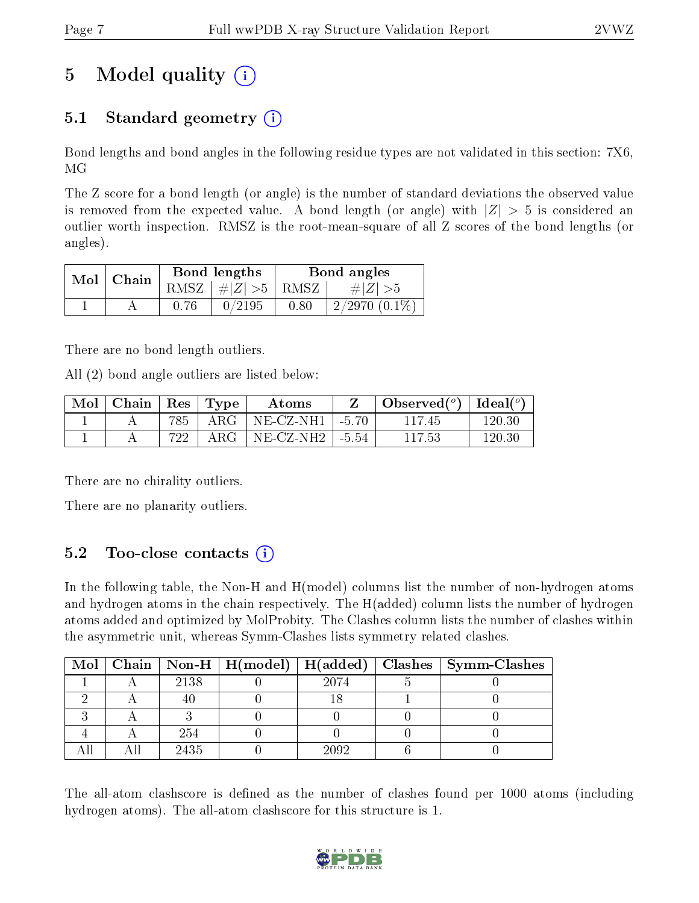# 5 Model quality (i)

## 5.1 Standard geometry (i)

Bond lengths and bond angles in the following residue types are not validated in this section: 7X6, MG

The Z score for a bond length (or angle) is the number of standard deviations the observed value is removed from the expected value. A bond length (or angle) with $|Z| > 5$ is considered an outlier worth inspection. RMSZ is the root-mean-square of all Z scores of the bond lengths (or angles).

| Mol | Chain | Bond lengths | | Bond angles | |
|---|---|---|---|---|---|
| | | RMSZ | #$\|Z\|$ >5 | RMSZ | #$\|Z\|$ >5 |
| 1 | A | 0.76 | 0/2195 | 0.80 | 2/2970 (0.1%) |

There are no bond length outliers.

All (2) bond angle outliers are listed below:

| Mol | Chain | Res | Type | Atoms | Z | Observed(°) | Ideal(°) |
|---|---|---|---|---|---|---|---|
| 1 | A | 785 | ARG | NE-CZ-NH1 | -5.70 | 117.45 | 120.30 |
| 1 | A | 722 | ARG | NE-CZ-NH2 | -5.54 | 117.53 | 120.30 |

There are no chirality outliers.

There are no planarity outliers.

## 5.2 Too-close contacts (i)

In the following table, the Non-H and H(model) columns list the number of non-hydrogen atoms and hydrogen atoms in the chain respectively. The H(added) column lists the number of hydrogen atoms added and optimized by MolProbity. The Clashes column lists the number of clashes within the asymmetric unit, whereas Symm-Clashes lists symmetry related clashes.

| Mol | Chain | Non-H | H(model) | H(added) | Clashes | Symm-Clashes |
|---|---|---|---|---|---|---|
| 1 | A | 2138 | 0 | 2074 | 5 | 0 |
| 2 | A | 40 | 0 | 18 | 1 | 0 |
| 3 | A | 3 | 0 | 0 | 0 | 0 |
| 4 | A | 254 | 0 | 0 | 0 | 0 |
| All | All | 2435 | 0 | 2092 | 6 | 0 |

The all-atom clashscore is defined as the number of clashes found per 1000 atoms (including hydrogen atoms). The all-atom clashscore for this structure is 1.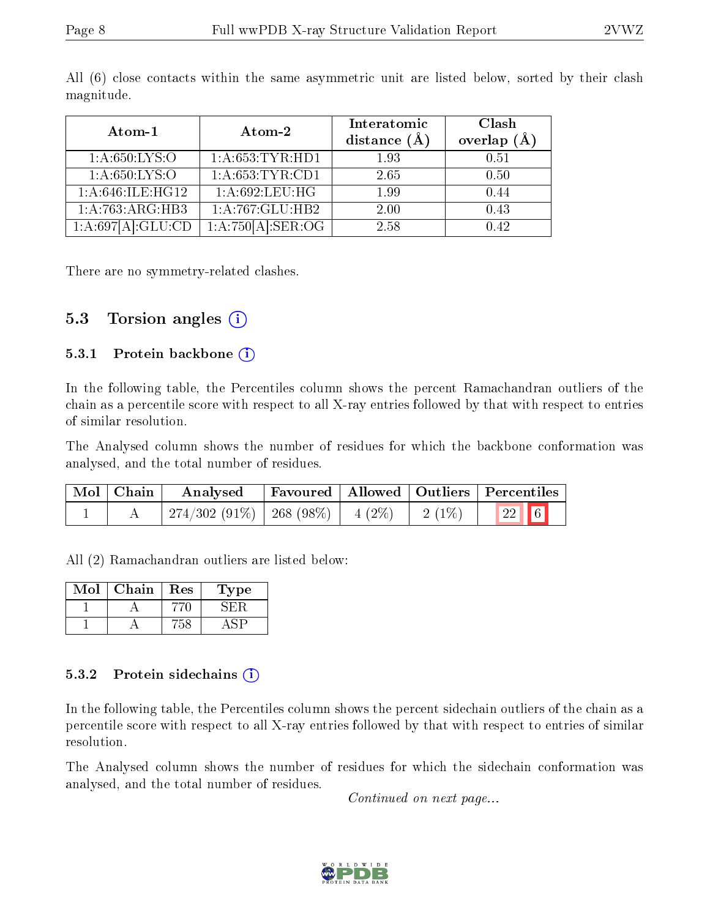All (6) close contacts within the same asymmetric unit are listed below, sorted by their clash magnitude.

| Atom-1 | Atom-2 | Interatomic distance (Å) | Clash overlap (Å) |
|---|---|---|---|
| 1:A:650:LYS:O | 1:A:653:TYR:HD1 | 1.93 | 0.51 |
| 1:A:650:LYS:O | 1:A:653:TYR:CD1 | 2.65 | 0.50 |
| 1:A:646:ILE:HG12 | 1:A:692:LEU:HG | 1.99 | 0.44 |
| 1:A:763:ARG:HB3 | 1:A:767:GLU:HB2 | 2.00 | 0.43 |
| 1:A:697[A]:GLU:CD | 1:A:750[A]:SER:OG | 2.58 | 0.42 |

There are no symmetry-related clashes.

## 5.3 Torsion angles

### 5.3.1 Protein backbone

In the following table, the Percentiles column shows the percent Ramachandran outliers of the chain as a percentile score with respect to all X-ray entries followed by that with respect to entries of similar resolution.

The Analysed column shows the number of residues for which the backbone conformation was analysed, and the total number of residues.

| Mol | Chain | Analysed | Favoured | Allowed | Outliers | Percentiles | |
|---|---|---|---|---|---|---|---|
| 1 | A | 274/302 (91%) | 268 (98%) | 4 (2%) | 2 (1%) | 22 | 6 |

All (2) Ramachandran outliers are listed below:

| Mol | Chain | Res | Type |
|---|---|---|---|
| 1 | A | 770 | SER |
| 1 | A | 758 | ASP |

### 5.3.2 Protein sidechains

In the following table, the Percentiles column shows the percent sidechain outliers of the chain as a percentile score with respect to all X-ray entries followed by that with respect to entries of similar resolution.

The Analysed column shows the number of residues for which the sidechain conformation was analysed, and the total number of residues.

*Continued on next page...*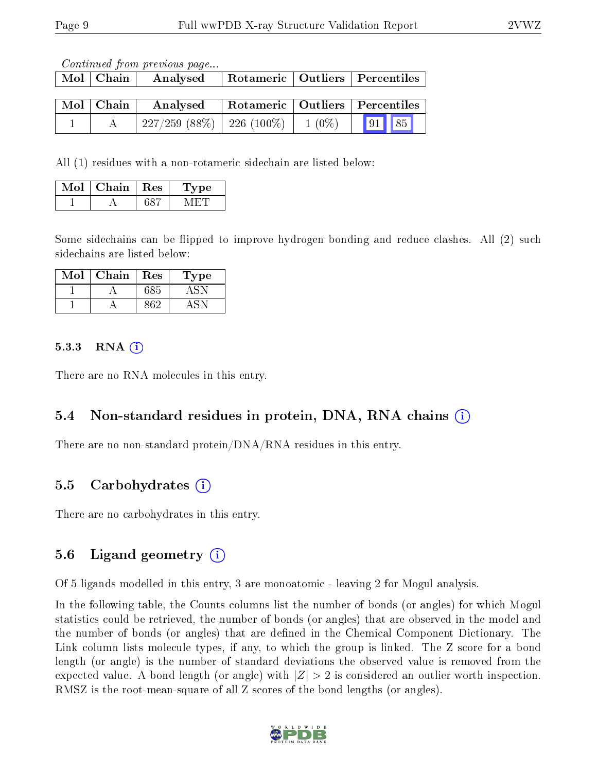*Continued from previous page...*

| Mol | Chain | Analysed | Rotameric | Outliers | Percentiles |
|---|---|---|---|---|---|
| 1 | A | 227/259 (88%) | 226 (100%) | 1 (0%) | 91 85 |

All (1) residues with a non-rotameric sidechain are listed below:

| Mol | Chain | Res | Type |
|---|---|---|---|
| 1 | A | 687 | MET |

Some sidechains can be flipped to improve hydrogen bonding and reduce clashes. All (2) such sidechains are listed below:

| Mol | Chain | Res | Type |
|---|---|---|---|
| 1 | A | 685 | ASN |
| 1 | A | 862 | ASN |

#### 5.3.3 RNA

There are no RNA molecules in this entry.

### 5.4 Non-standard residues in protein, DNA, RNA chains

There are no non-standard protein/DNA/RNA residues in this entry.

### 5.5 Carbohydrates

There are no carbohydrates in this entry.

### 5.6 Ligand geometry

Of 5 ligands modelled in this entry, 3 are monoatomic - leaving 2 for Mogul analysis.

In the following table, the Counts columns list the number of bonds (or angles) for which Mogul statistics could be retrieved, the number of bonds (or angles) that are observed in the model and the number of bonds (or angles) that are defined in the Chemical Component Dictionary. The Link column lists molecule types, if any, to which the group is linked. The Z score for a bond length (or angle) is the number of standard deviations the observed value is removed from the expected value. A bond length (or angle) with $|Z| > 2$ is considered an outlier worth inspection. RMSZ is the root-mean-square of all Z scores of the bond lengths (or angles).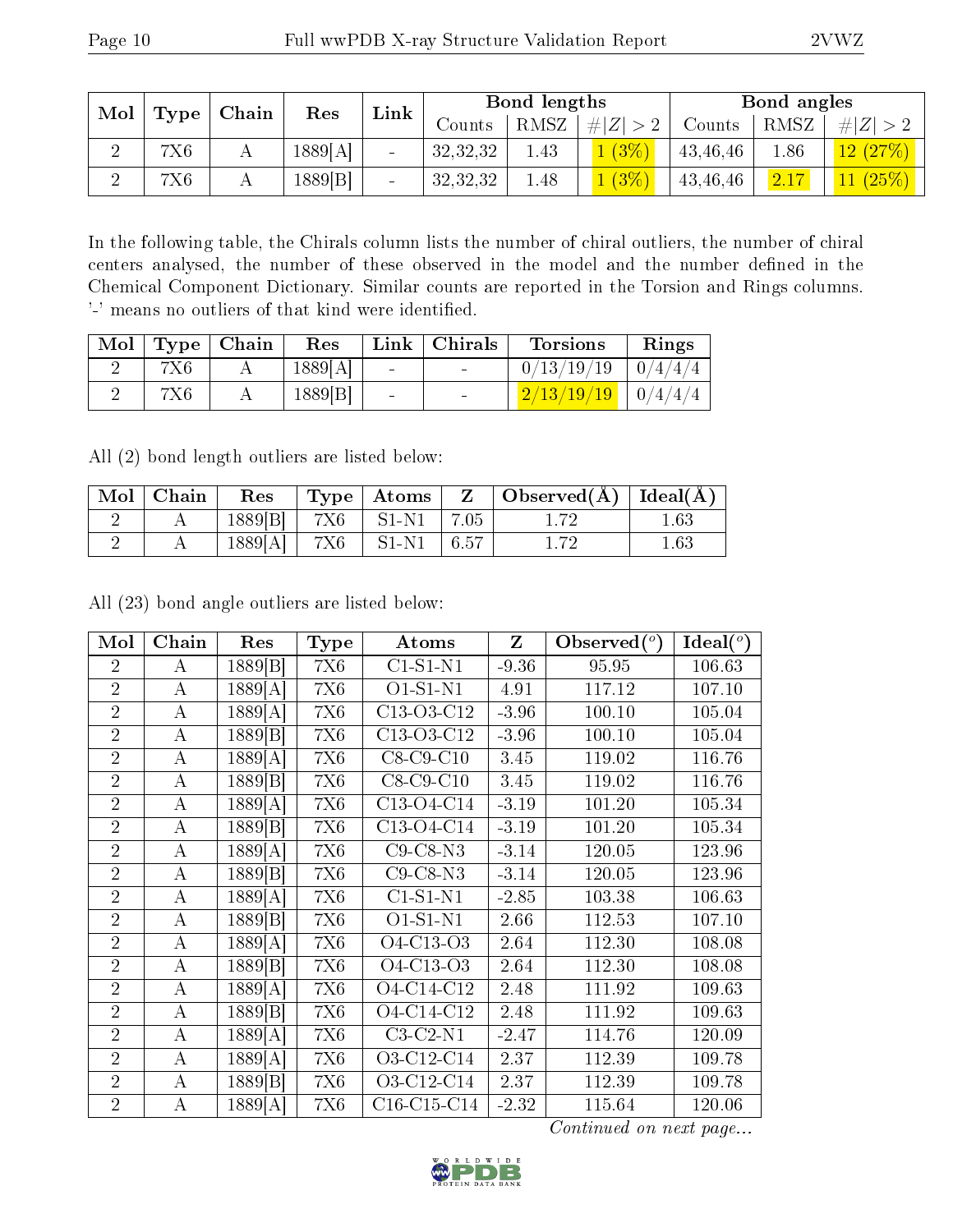| Mol | Type | Chain | Res | Link | Bond lengths | | | Bond angles | | |
|---|---|---|---|---|---|---|---|---|---|---|
| | | | | | Counts | RMSZ | # $\|Z\|>2$ | Counts | RMSZ | # $\|Z\|>2$ |
| 2 | 7X6 | A | 1889[A] | - | 32,32,32 | 1.43 | 1 (3%) | 43,46,46 | 1.86 | 12 (27%) |
| 2 | 7X6 | A | 1889[B] | - | 32,32,32 | 1.48 | 1 (3%) | 43,46,46 | 2.17 | 11 (25%) |

In the following table, the Chirals column lists the number of chiral outliers, the number of chiral centers analysed, the number of these observed in the model and the number defined in the Chemical Component Dictionary. Similar counts are reported in the Torsion and Rings columns. '-' means no outliers of that kind were identified.

| Mol | Type | Chain | Res | Link | Chirals | Torsions | Rings |
|---|---|---|---|---|---|---|---|
| 2 | 7X6 | A | 1889[A] | - | - | 0/13/19/19 | 0/4/4/4 |
| 2 | 7X6 | A | 1889[B] | - | - | 2/13/19/19 | 0/4/4/4 |

All (2) bond length outliers are listed below:

| Mol | Chain | Res | Type | Atoms | Z | Observed(Å) | Ideal(Å) |
|---|---|---|---|---|---|---|---|
| 2 | A | 1889[B] | 7X6 | S1-N1 | 7.05 | 1.72 | 1.63 |
| 2 | A | 1889[A] | 7X6 | S1-N1 | 6.57 | 1.72 | 1.63 |

All (23) bond angle outliers are listed below:

| Mol | Chain | Res | Type | Atoms | Z | Observed($^o$) | Ideal($^o$) |
|---|---|---|---|---|---|---|---|
| 2 | A | 1889[B] | 7X6 | C1-S1-N1 | -9.36 | 95.95 | 106.63 |
| 2 | A | 1889[A] | 7X6 | O1-S1-N1 | 4.91 | 117.12 | 107.10 |
| 2 | A | 1889[A] | 7X6 | C13-O3-C12 | -3.96 | 100.10 | 105.04 |
| 2 | A | 1889[B] | 7X6 | C13-O3-C12 | -3.96 | 100.10 | 105.04 |
| 2 | A | 1889[A] | 7X6 | C8-C9-C10 | 3.45 | 119.02 | 116.76 |
| 2 | A | 1889[B] | 7X6 | C8-C9-C10 | 3.45 | 119.02 | 116.76 |
| 2 | A | 1889[A] | 7X6 | C13-O4-C14 | -3.19 | 101.20 | 105.34 |
| 2 | A | 1889[B] | 7X6 | C13-O4-C14 | -3.19 | 101.20 | 105.34 |
| 2 | A | 1889[A] | 7X6 | C9-C8-N3 | -3.14 | 120.05 | 123.96 |
| 2 | A | 1889[B] | 7X6 | C9-C8-N3 | -3.14 | 120.05 | 123.96 |
| 2 | A | 1889[A] | 7X6 | C1-S1-N1 | -2.85 | 103.38 | 106.63 |
| 2 | A | 1889[B] | 7X6 | O1-S1-N1 | 2.66 | 112.53 | 107.10 |
| 2 | A | 1889[A] | 7X6 | O4-C13-O3 | 2.64 | 112.30 | 108.08 |
| 2 | A | 1889[B] | 7X6 | O4-C13-O3 | 2.64 | 112.30 | 108.08 |
| 2 | A | 1889[A] | 7X6 | O4-C14-C12 | 2.48 | 111.92 | 109.63 |
| 2 | A | 1889[B] | 7X6 | O4-C14-C12 | 2.48 | 111.92 | 109.63 |
| 2 | A | 1889[A] | 7X6 | C3-C2-N1 | -2.47 | 114.76 | 120.09 |
| 2 | A | 1889[A] | 7X6 | O3-C12-C14 | 2.37 | 112.39 | 109.78 |
| 2 | A | 1889[B] | 7X6 | O3-C12-C14 | 2.37 | 112.39 | 109.78 |
| 2 | A | 1889[A] | 7X6 | C16-C15-C14 | -2.32 | 115.64 | 120.06 |

*Continued on next page...*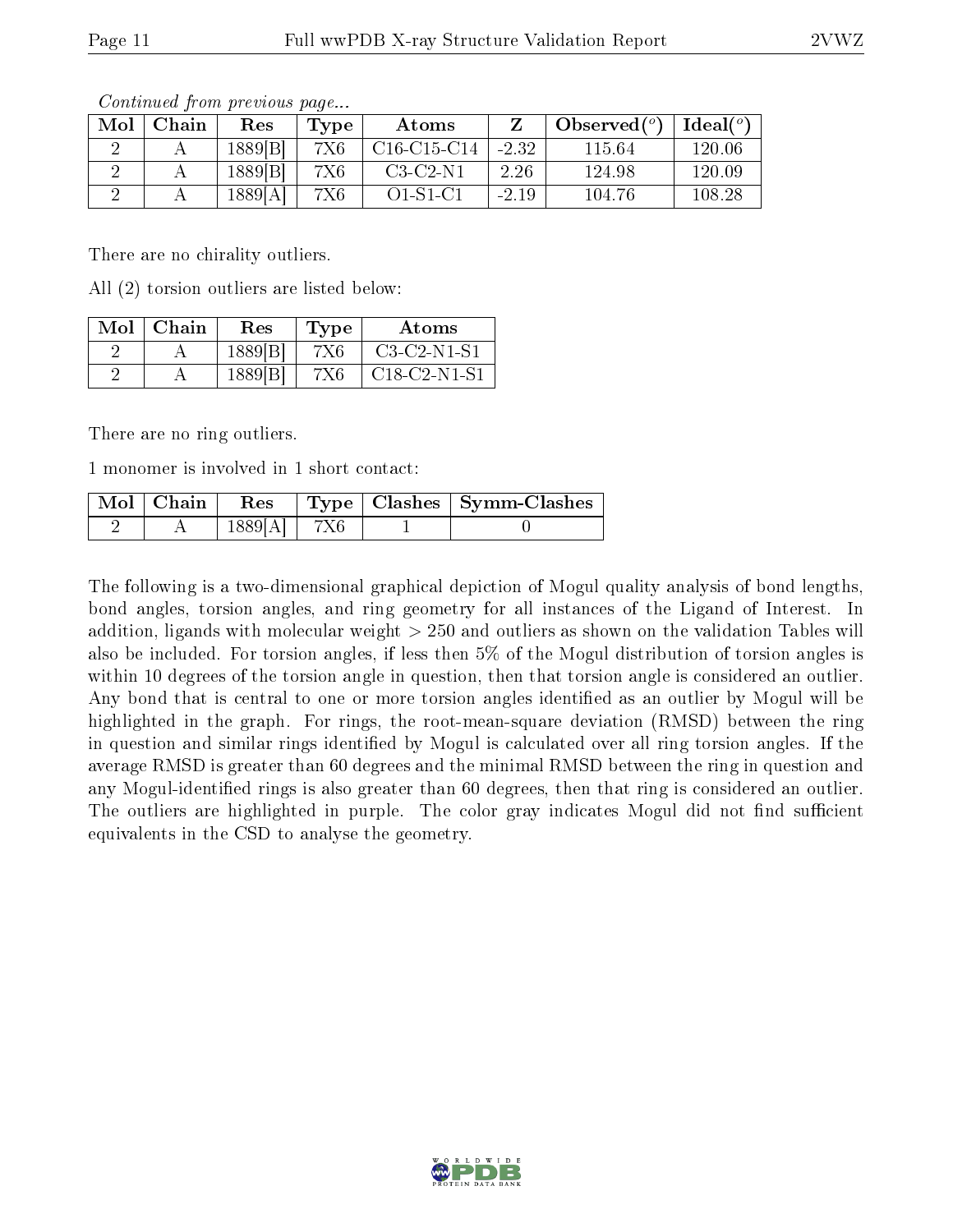*Continued from previous page...*

| Mol | Chain | Res | Type | Atoms | Z | Observed(°) | Ideal(°) |
|---|---|---|---|---|---|---|---|
| 2 | A | 1889[B] | 7X6 | C16-C15-C14 | -2.32 | 115.64 | 120.06 |
| 2 | A | 1889[B] | 7X6 | C3-C2-N1 | 2.26 | 124.98 | 120.09 |
| 2 | A | 1889[A] | 7X6 | O1-S1-C1 | -2.19 | 104.76 | 108.28 |

There are no chirality outliers.

All (2) torsion outliers are listed below:

| Mol | Chain | Res | Type | Atoms |
|---|---|---|---|---|
| 2 | A | 1889[B] | 7X6 | C3-C2-N1-S1 |
| 2 | A | 1889[B] | 7X6 | C18-C2-N1-S1 |

There are no ring outliers.

1 monomer is involved in 1 short contact:

| Mol | Chain | Res | Type | Clashes | Symm-Clashes |
|---|---|---|---|---|---|
| 2 | A | 1889[A] | 7X6 | 1 | 0 |

The following is a two-dimensional graphical depiction of Mogul quality analysis of bond lengths, bond angles, torsion angles, and ring geometry for all instances of the Ligand of Interest. In addition, ligands with molecular weight > 250 and outliers as shown on the validation Tables will also be included. For torsion angles, if less then 5% of the Mogul distribution of torsion angles is within 10 degrees of the torsion angle in question, then that torsion angle is considered an outlier. Any bond that is central to one or more torsion angles identified as an outlier by Mogul will be highlighted in the graph. For rings, the root-mean-square deviation (RMSD) between the ring in question and similar rings identified by Mogul is calculated over all ring torsion angles. If the average RMSD is greater than 60 degrees and the minimal RMSD between the ring in question and any Mogul-identified rings is also greater than 60 degrees, then that ring is considered an outlier. The outliers are highlighted in purple. The color gray indicates Mogul did not find sufficient equivalents in the CSD to analyse the geometry.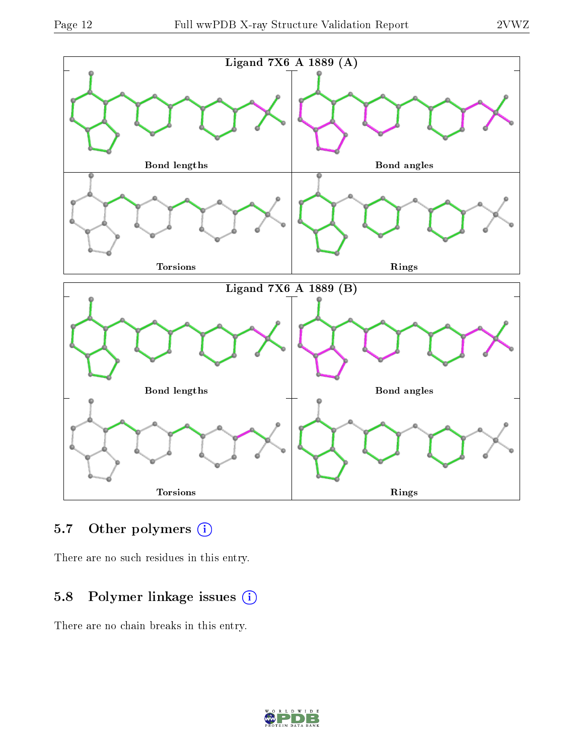Ligand 7X6 A 1889 (A)

Bond lengths

Bond angles

Torsions

Rings

Ligand 7X6 A 1889 (B)

Bond lengths

Bond angles

Torsions

Rings

## 5.7 Other polymers (i)

There are no such residues in this entry.

## 5.8 Polymer linkage issues (i)

There are no chain breaks in this entry.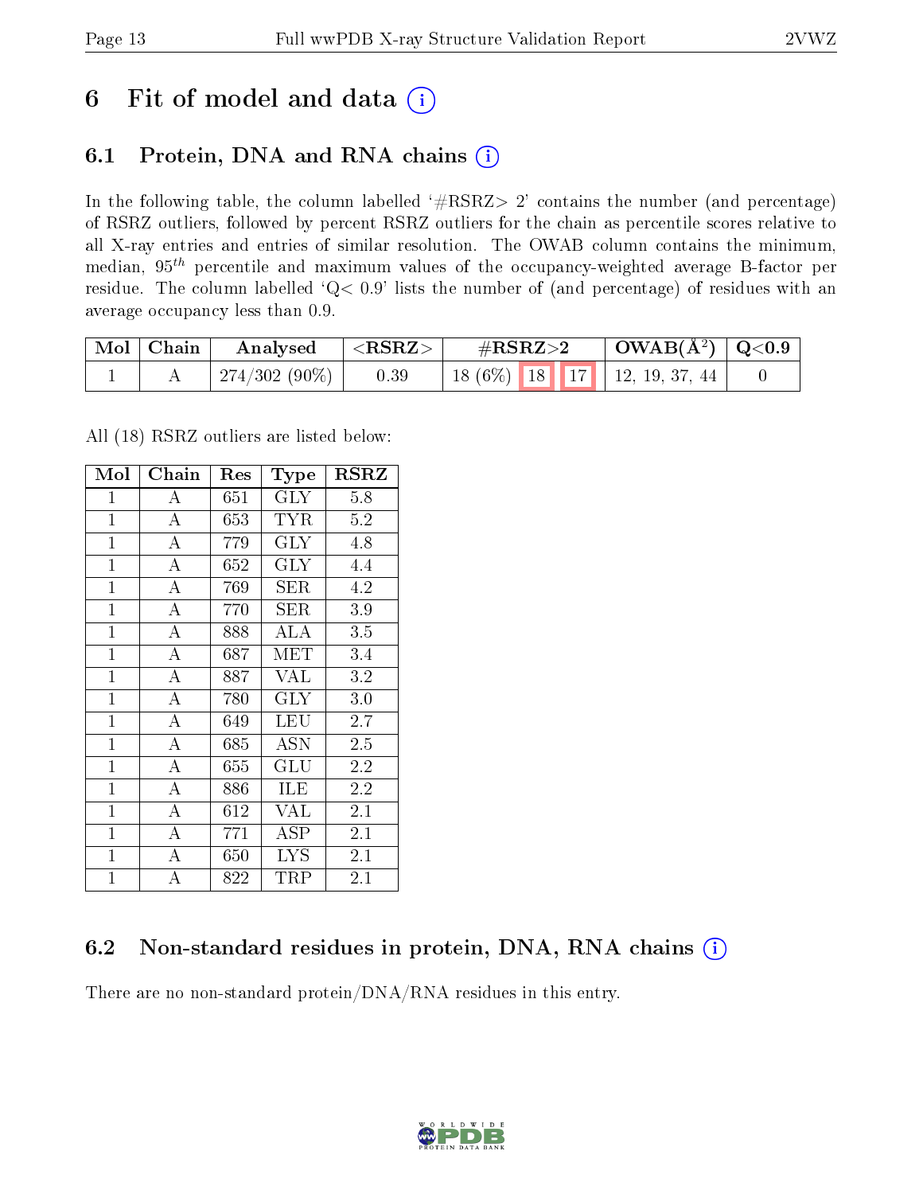# 6 Fit of model and data

## 6.1 Protein, DNA and RNA chains

In the following table, the column labelled '#RSRZ> 2' contains the number (and percentage) of RSRZ outliers, followed by percent RSRZ outliers for the chain as percentile scores relative to all X-ray entries and entries of similar resolution. The OWAB column contains the minimum, median, $95^{th}$ percentile and maximum values of the occupancy-weighted average B-factor per residue. The column labelled 'Q< 0.9' lists the number of (and percentage) of residues with an average occupancy less than 0.9.

| Mol | Chain | Analysed | <RSRZ> | #RSRZ>2 | | | OWAB(Å$^2$) | Q<0.9 |
|---|---|---|---|---|---|---|---|---|
| 1 | A | 274/302 (90%) | 0.39 | 18 (6%) | 18 | 17 | 12, 19, 37, 44 | 0 |

All (18) RSRZ outliers are listed below:

| Mol | Chain | Res | Type | RSRZ |
|---|---|---|---|---|
| 1 | A | 651 | GLY | 5.8 |
| 1 | A | 653 | TYR | 5.2 |
| 1 | A | 779 | GLY | 4.8 |
| 1 | A | 652 | GLY | 4.4 |
| 1 | A | 769 | SER | 4.2 |
| 1 | A | 770 | SER | 3.9 |
| 1 | A | 888 | ALA | 3.5 |
| 1 | A | 687 | MET | 3.4 |
| 1 | A | 887 | VAL | 3.2 |
| 1 | A | 780 | GLY | 3.0 |
| 1 | A | 649 | LEU | 2.7 |
| 1 | A | 685 | ASN | 2.5 |
| 1 | A | 655 | GLU | 2.2 |
| 1 | A | 886 | ILE | 2.2 |
| 1 | A | 612 | VAL | 2.1 |
| 1 | A | 771 | ASP | 2.1 |
| 1 | A | 650 | LYS | 2.1 |
| 1 | A | 822 | TRP | 2.1 |

## 6.2 Non-standard residues in protein, DNA, RNA chains

There are no non-standard protein/DNA/RNA residues in this entry.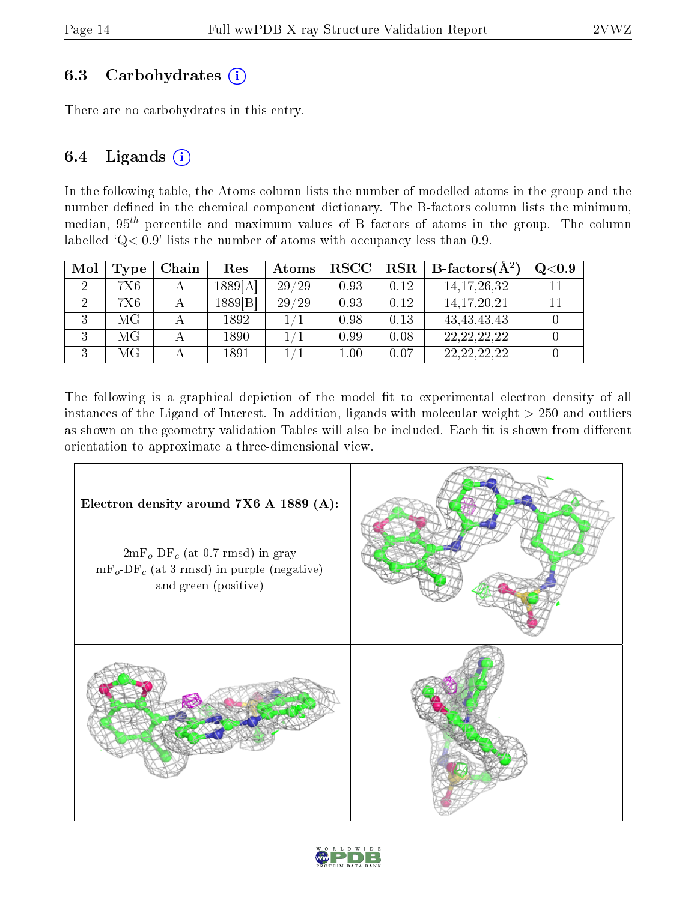### 6.3 Carbohydrates

There are no carbohydrates in this entry.

### 6.4 Ligands

In the following table, the Atoms column lists the number of modelled atoms in the group and the number defined in the chemical component dictionary. The B-factors column lists the minimum, median, $95^{th}$ percentile and maximum values of B factors of atoms in the group. The column labelled 'Q< 0.9' lists the number of atoms with occupancy less than 0.9.

| Mol | Type | Chain | Res | Atoms | RSCC | RSR | B-factors($Å^2$) | Q<0.9 |
|---|---|---|---|---|---|---|---|---|
| 2 | 7X6 | A | 1889[A] | 29/29 | 0.93 | 0.12 | 14,17,26,32 | 11 |
| 2 | 7X6 | A | 1889[B] | 29/29 | 0.93 | 0.12 | 14,17,20,21 | 11 |
| 3 | MG | A | 1892 | 1/1 | 0.98 | 0.13 | 43,43,43,43 | 0 |
| 3 | MG | A | 1890 | 1/1 | 0.99 | 0.08 | 22,22,22,22 | 0 |
| 3 | MG | A | 1891 | 1/1 | 1.00 | 0.07 | 22,22,22,22 | 0 |

The following is a graphical depiction of the model fit to experimental electron density of all instances of the Ligand of Interest. In addition, ligands with molecular weight > 250 and outliers as shown on the geometry validation Tables will also be included. Each fit is shown from different orientation to approximate a three-dimensional view.

**Electron density around 7X6 A 1889 (A):**

$2mF_o$-$DF_c$ (at 0.7 rmsd) in gray
$mF_o$-$DF_c$ (at 3 rmsd) in purple (negative) and green (positive)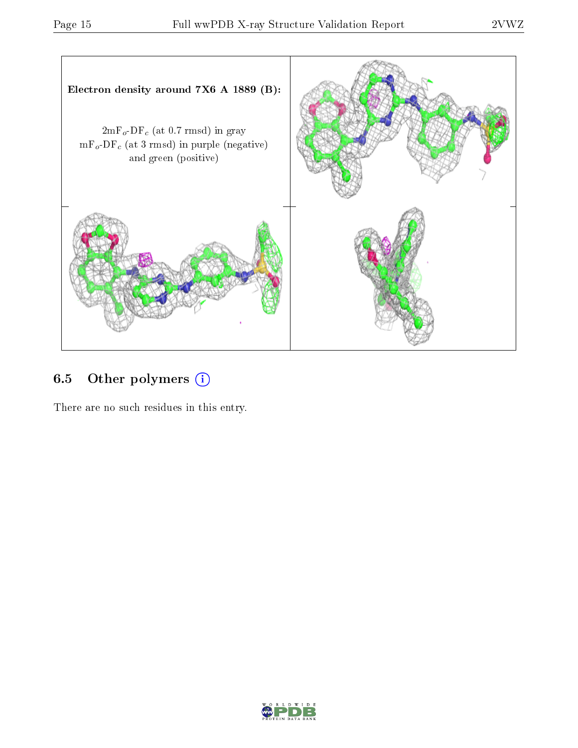**Electron density around 7X6 A 1889 (B):**

$2mF_o$-$DF_c$ (at 0.7 rmsd) in gray
$mF_o$-$DF_c$ (at 3 rmsd) in purple (negative)
and green (positive)

## 6.5 Other polymers

There are no such residues in this entry.